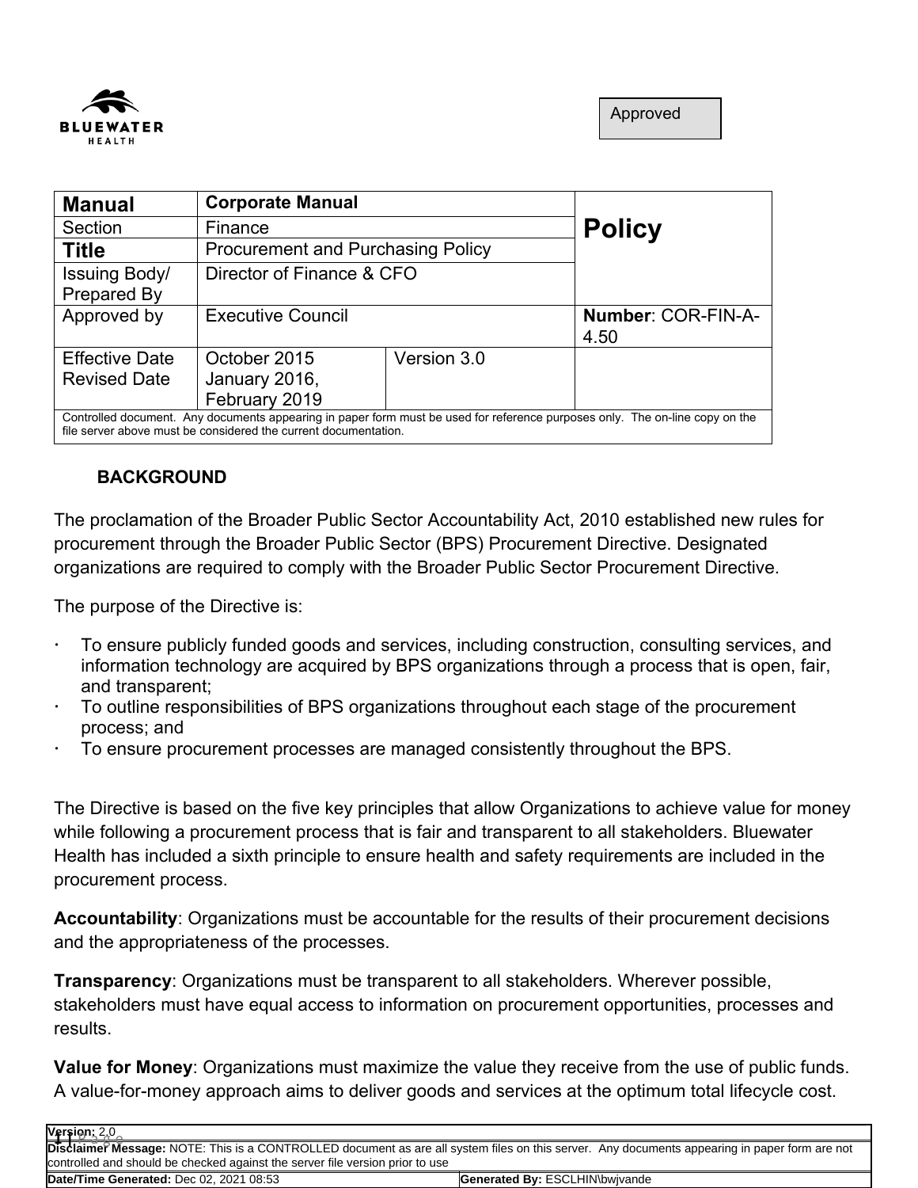Approved

| Manual | Corporate Manual | | Policy |
|---|---|---|---|
| Section | Finance | | |
| Title | Procurement and Purchasing Policy | | |
| Issuing Body/ Prepared By | Director of Finance & CFO | | |
| Approved by | Executive Council | | **Number**: COR-FIN-A-4.50 |
| Effective Date Revised Date | October 2015 January 2016, February 2019 | Version 3.0 | |
| Controlled document. Any documents appearing in paper form must be used for reference purposes only. The on-line copy on the file server above must be considered the current documentation. | | | |

## BACKGROUND

The proclamation of the Broader Public Sector Accountability Act, 2010 established new rules for procurement through the Broader Public Sector (BPS) Procurement Directive. Designated organizations are required to comply with the Broader Public Sector Procurement Directive.

The purpose of the Directive is:

- To ensure publicly funded goods and services, including construction, consulting services, and information technology are acquired by BPS organizations through a process that is open, fair, and transparent;
- To outline responsibilities of BPS organizations throughout each stage of the procurement process; and
- To ensure procurement processes are managed consistently throughout the BPS.

The Directive is based on the five key principles that allow Organizations to achieve value for money while following a procurement process that is fair and transparent to all stakeholders. Bluewater Health has included a sixth principle to ensure health and safety requirements are included in the procurement process.

**Accountability**: Organizations must be accountable for the results of their procurement decisions and the appropriateness of the processes.

**Transparency**: Organizations must be transparent to all stakeholders. Wherever possible, stakeholders must have equal access to information on procurement opportunities, processes and results.

**Value for Money**: Organizations must maximize the value they receive from the use of public funds. A value-for-money approach aims to deliver goods and services at the optimum total lifecycle cost.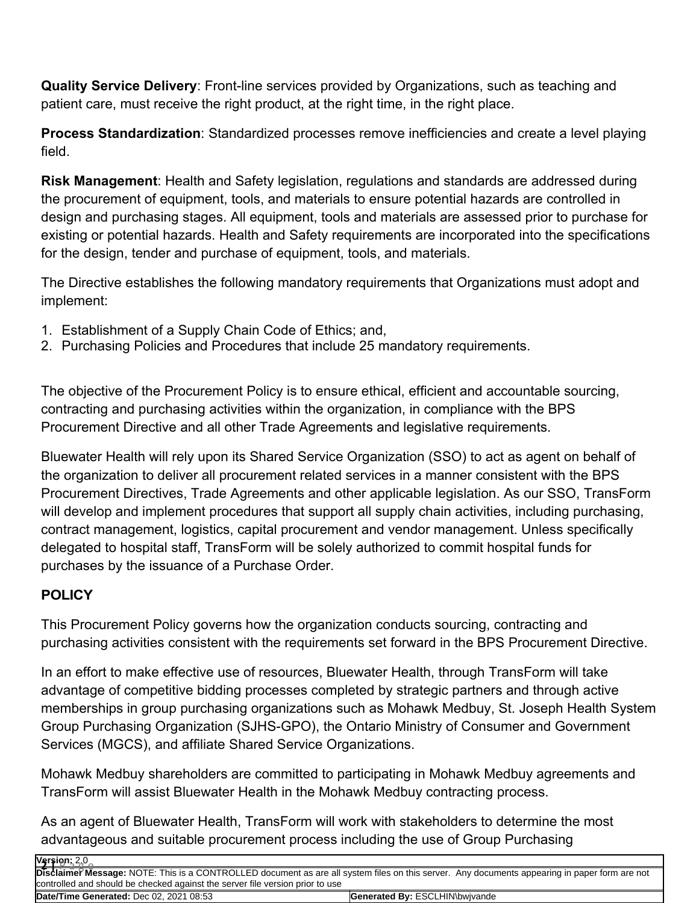**Quality Service Delivery**: Front-line services provided by Organizations, such as teaching and patient care, must receive the right product, at the right time, in the right place.

**Process Standardization**: Standardized processes remove inefficiencies and create a level playing field.

**Risk Management**: Health and Safety legislation, regulations and standards are addressed during the procurement of equipment, tools, and materials to ensure potential hazards are controlled in design and purchasing stages. All equipment, tools and materials are assessed prior to purchase for existing or potential hazards. Health and Safety requirements are incorporated into the specifications for the design, tender and purchase of equipment, tools, and materials.

The Directive establishes the following mandatory requirements that Organizations must adopt and implement:

1. Establishment of a Supply Chain Code of Ethics; and,
2. Purchasing Policies and Procedures that include 25 mandatory requirements.

The objective of the Procurement Policy is to ensure ethical, efficient and accountable sourcing, contracting and purchasing activities within the organization, in compliance with the BPS Procurement Directive and all other Trade Agreements and legislative requirements.

Bluewater Health will rely upon its Shared Service Organization (SSO) to act as agent on behalf of the organization to deliver all procurement related services in a manner consistent with the BPS Procurement Directives, Trade Agreements and other applicable legislation. As our SSO, TransForm will develop and implement procedures that support all supply chain activities, including purchasing, contract management, logistics, capital procurement and vendor management. Unless specifically delegated to hospital staff, TransForm will be solely authorized to commit hospital funds for purchases by the issuance of a Purchase Order.

## POLICY

This Procurement Policy governs how the organization conducts sourcing, contracting and purchasing activities consistent with the requirements set forward in the BPS Procurement Directive.

In an effort to make effective use of resources, Bluewater Health, through TransForm will take advantage of competitive bidding processes completed by strategic partners and through active memberships in group purchasing organizations such as Mohawk Medbuy, St. Joseph Health System Group Purchasing Organization (SJHS-GPO), the Ontario Ministry of Consumer and Government Services (MGCS), and affiliate Shared Service Organizations.

Mohawk Medbuy shareholders are committed to participating in Mohawk Medbuy agreements and TransForm will assist Bluewater Health in the Mohawk Medbuy contracting process.

As an agent of Bluewater Health, TransForm will work with stakeholders to determine the most advantageous and suitable procurement process including the use of Group Purchasing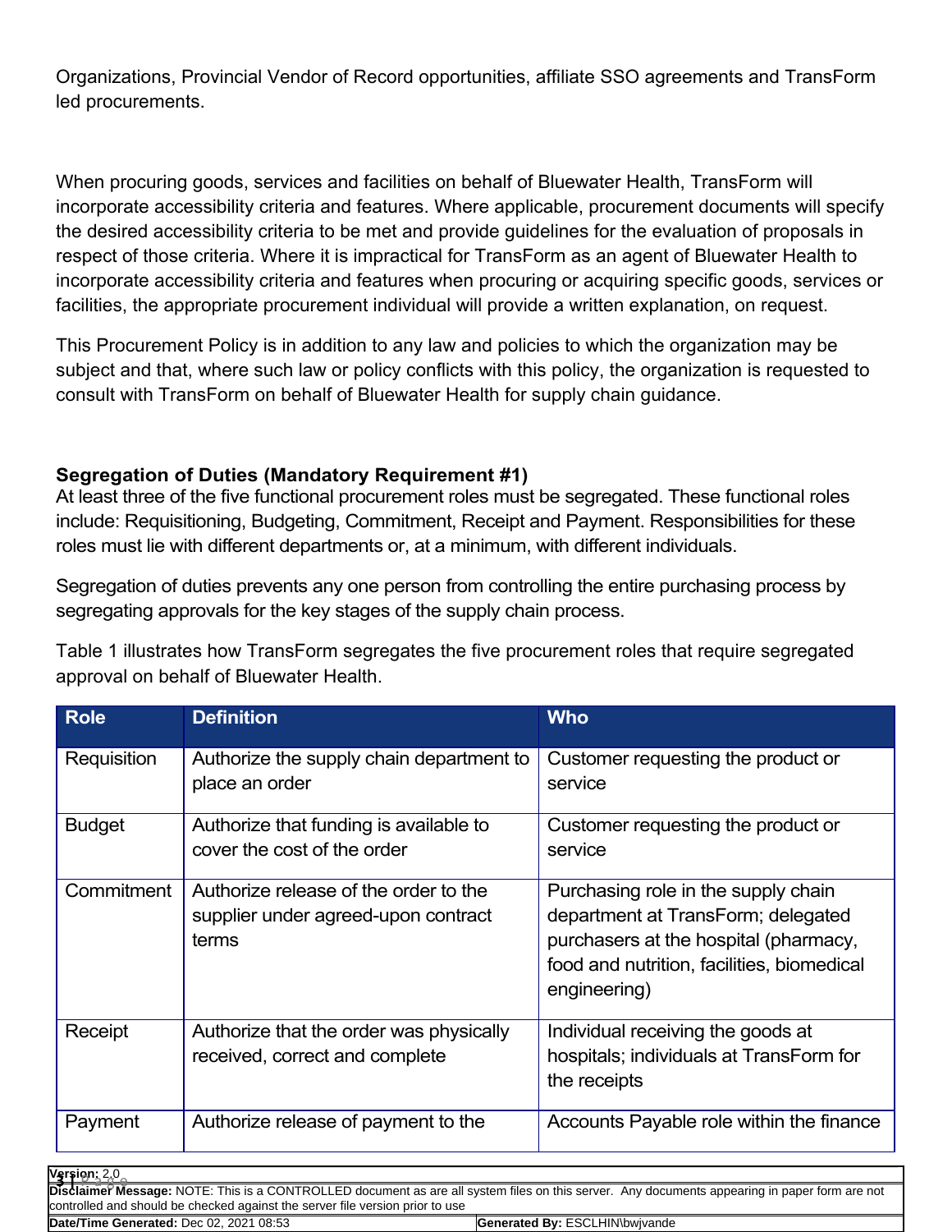Organizations, Provincial Vendor of Record opportunities, affiliate SSO agreements and TransForm led procurements.

When procuring goods, services and facilities on behalf of Bluewater Health, TransForm will incorporate accessibility criteria and features. Where applicable, procurement documents will specify the desired accessibility criteria to be met and provide guidelines for the evaluation of proposals in respect of those criteria. Where it is impractical for TransForm as an agent of Bluewater Health to incorporate accessibility criteria and features when procuring or acquiring specific goods, services or facilities, the appropriate procurement individual will provide a written explanation, on request.

This Procurement Policy is in addition to any law and policies to which the organization may be subject and that, where such law or policy conflicts with this policy, the organization is requested to consult with TransForm on behalf of Bluewater Health for supply chain guidance.

**Segregation of Duties (Mandatory Requirement #1)**

At least three of the five functional procurement roles must be segregated. These functional roles include: Requisitioning, Budgeting, Commitment, Receipt and Payment. Responsibilities for these roles must lie with different departments or, at a minimum, with different individuals.

Segregation of duties prevents any one person from controlling the entire purchasing process by segregating approvals for the key stages of the supply chain process.

Table 1 illustrates how TransForm segregates the five procurement roles that require segregated approval on behalf of Bluewater Health.

| Role | Definition | Who |
|---|---|---|
| Requisition | Authorize the supply chain department to place an order | Customer requesting the product or service |
| Budget | Authorize that funding is available to cover the cost of the order | Customer requesting the product or service |
| Commitment | Authorize release of the order to the supplier under agreed-upon contract terms | Purchasing role in the supply chain department at TransForm; delegated purchasers at the hospital (pharmacy, food and nutrition, facilities, biomedical engineering) |
| Receipt | Authorize that the order was physically received, correct and complete | Individual receiving the goods at hospitals; individuals at TransForm for the receipts |
| Payment | Authorize release of payment to the | Accounts Payable role within the finance |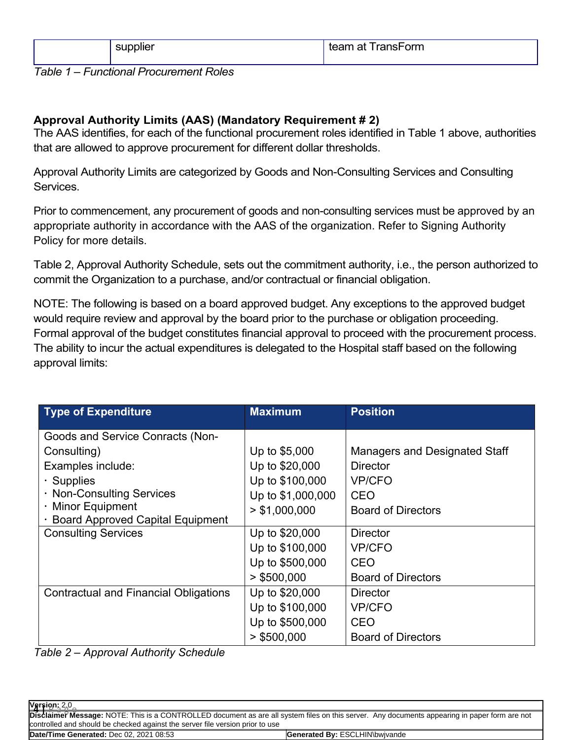|  | supplier | team at TransForm |
|---|---|---|

*Table 1 – Functional Procurement Roles*

**Approval Authority Limits (AAS) (Mandatory Requirement # 2)**
The AAS identifies, for each of the functional procurement roles identified in Table 1 above, authorities that are allowed to approve procurement for different dollar thresholds.

Approval Authority Limits are categorized by Goods and Non-Consulting Services and Consulting Services.

Prior to commencement, any procurement of goods and non-consulting services must be approved by an appropriate authority in accordance with the AAS of the organization. Refer to Signing Authority Policy for more details.

Table 2, Approval Authority Schedule, sets out the commitment authority, i.e., the person authorized to commit the Organization to a purchase, and/or contractual or financial obligation.

NOTE: The following is based on a board approved budget. Any exceptions to the approved budget would require review and approval by the board prior to the purchase or obligation proceeding. Formal approval of the budget constitutes financial approval to proceed with the procurement process. The ability to incur the actual expenditures is delegated to the Hospital staff based on the following approval limits:

| Type of Expenditure | Maximum | Position |
|---|---|---|
| Goods and Service Conracts (Non-Consulting)<br>Examples include:<br>· Supplies<br>· Non-Consulting Services<br>· Minor Equipment<br>· Board Approved Capital Equipment | Up to $5,000<br>Up to $20,000<br>Up to $100,000<br>Up to $1,000,000<br>> $1,000,000 | Managers and Designated Staff<br>Director<br>VP/CFO<br>CEO<br>Board of Directors |
| Consulting Services | Up to $20,000<br>Up to $100,000<br>Up to $500,000<br>> $500,000 | Director<br>VP/CFO<br>CEO<br>Board of Directors |
| Contractual and Financial Obligations | Up to $20,000<br>Up to $100,000<br>Up to $500,000<br>> $500,000 | Director<br>VP/CFO<br>CEO<br>Board of Directors |

*Table 2 – Approval Authority Schedule*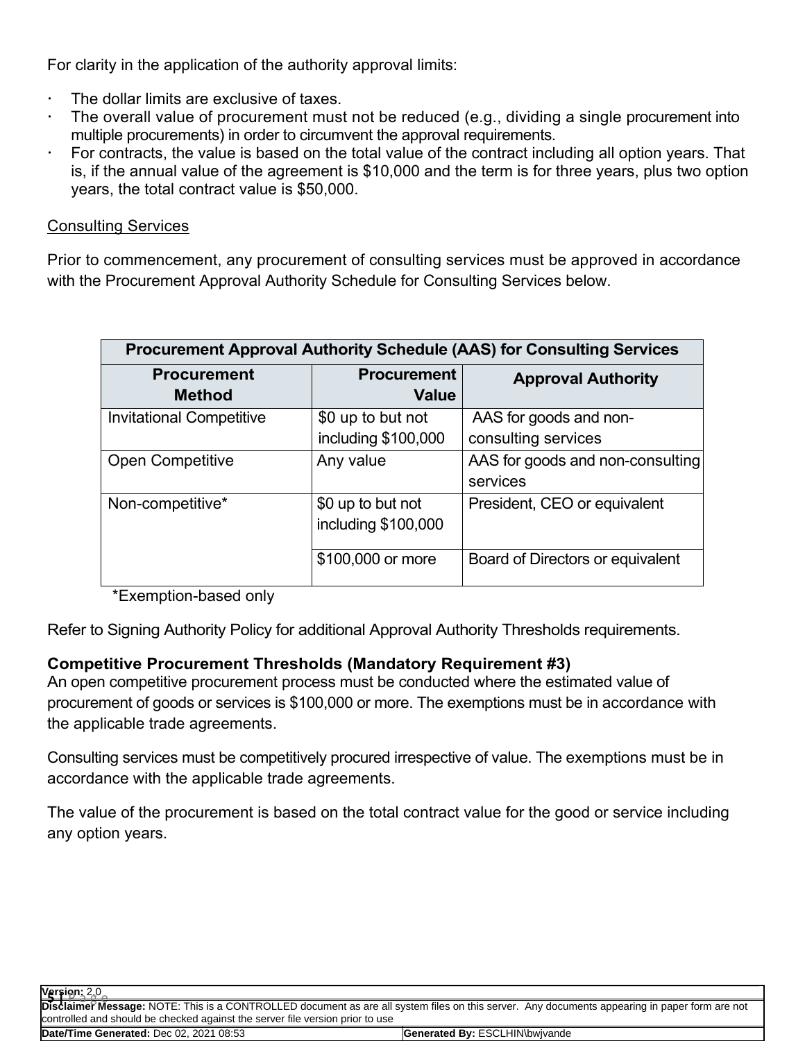For clarity in the application of the authority approval limits:

- The dollar limits are exclusive of taxes.
- The overall value of procurement must not be reduced (e.g., dividing a single procurement into multiple procurements) in order to circumvent the approval requirements.
- For contracts, the value is based on the total value of the contract including all option years. That is, if the annual value of the agreement is $10,000 and the term is for three years, plus two option years, the total contract value is $50,000.

<u>Consulting Services</u>

Prior to commencement, any procurement of consulting services must be approved in accordance with the Procurement Approval Authority Schedule for Consulting Services below.

| Procurement Approval Authority Schedule (AAS) for Consulting Services | | |
|---|---|---|
| **Procurement Method** | **Procurement Value** | **Approval Authority** |
| Invitational Competitive | $0 up to but not including $100,000 | AAS for goods and non-consulting services |
| Open Competitive | Any value | AAS for goods and non-consulting services |
| Non-competitive* | $0 up to but not including $100,000 | President, CEO or equivalent |
| | $100,000 or more | Board of Directors or equivalent |

*Exemption-based only

Refer to Signing Authority Policy for additional Approval Authority Thresholds requirements.

**Competitive Procurement Thresholds (Mandatory Requirement #3)**

An open competitive procurement process must be conducted where the estimated value of procurement of goods or services is $100,000 or more. The exemptions must be in accordance with the applicable trade agreements.

Consulting services must be competitively procured irrespective of value. The exemptions must be in accordance with the applicable trade agreements.

The value of the procurement is based on the total contract value for the good or service including any option years.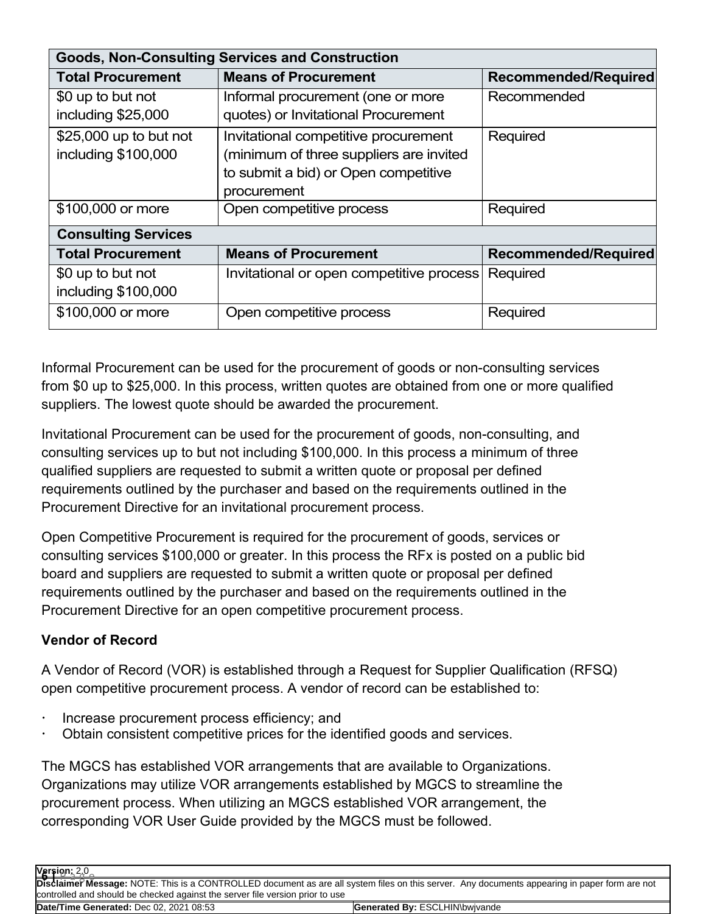| Goods, Non-Consulting Services and Construction | | |
| --- | --- | --- |
| **Total Procurement** | **Means of Procurement** | **Recommended/Required** |
| $0 up to but not including $25,000 | Informal procurement (one or more quotes) or Invitational Procurement | Recommended |
| $25,000 up to but not including $100,000 | Invitational competitive procurement (minimum of three suppliers are invited to submit a bid) or Open competitive procurement | Required |
| $100,000 or more | Open competitive process | Required |
| **Consulting Services** | | |
| **Total Procurement** | **Means of Procurement** | **Recommended/Required** |
| $0 up to but not including $100,000 | Invitational or open competitive process | Required |
| $100,000 or more | Open competitive process | Required |

Informal Procurement can be used for the procurement of goods or non-consulting services from $0 up to $25,000. In this process, written quotes are obtained from one or more qualified suppliers. The lowest quote should be awarded the procurement.

Invitational Procurement can be used for the procurement of goods, non-consulting, and consulting services up to but not including $100,000. In this process a minimum of three qualified suppliers are requested to submit a written quote or proposal per defined requirements outlined by the purchaser and based on the requirements outlined in the Procurement Directive for an invitational procurement process.

Open Competitive Procurement is required for the procurement of goods, services or consulting services $100,000 or greater. In this process the RFx is posted on a public bid board and suppliers are requested to submit a written quote or proposal per defined requirements outlined by the purchaser and based on the requirements outlined in the Procurement Directive for an open competitive procurement process.

**Vendor of Record**

A Vendor of Record (VOR) is established through a Request for Supplier Qualification (RFSQ) open competitive procurement process. A vendor of record can be established to:

- Increase procurement process efficiency; and
- Obtain consistent competitive prices for the identified goods and services.

The MGCS has established VOR arrangements that are available to Organizations. Organizations may utilize VOR arrangements established by MGCS to streamline the procurement process. When utilizing an MGCS established VOR arrangement, the corresponding VOR User Guide provided by the MGCS must be followed.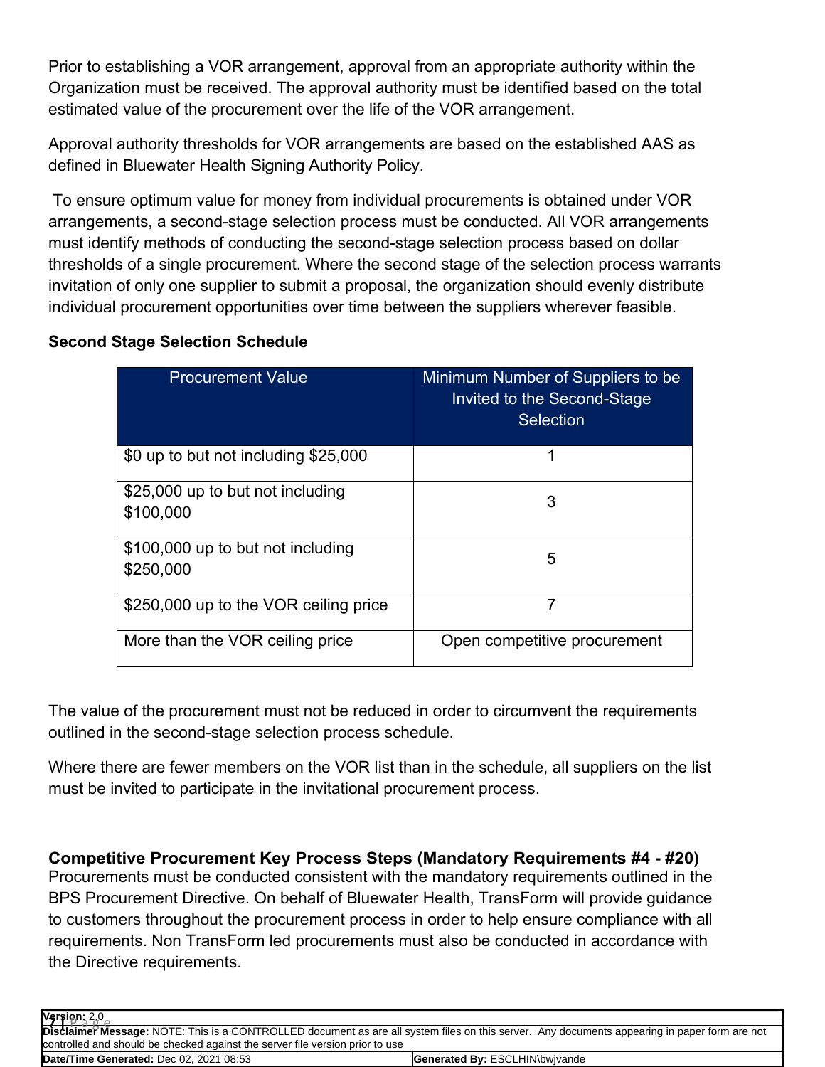Prior to establishing a VOR arrangement, approval from an appropriate authority within the Organization must be received. The approval authority must be identified based on the total estimated value of the procurement over the life of the VOR arrangement.

Approval authority thresholds for VOR arrangements are based on the established AAS as defined in Bluewater Health Signing Authority Policy.

To ensure optimum value for money from individual procurements is obtained under VOR arrangements, a second-stage selection process must be conducted. All VOR arrangements must identify methods of conducting the second-stage selection process based on dollar thresholds of a single procurement. Where the second stage of the selection process warrants invitation of only one supplier to submit a proposal, the organization should evenly distribute individual procurement opportunities over time between the suppliers wherever feasible.

**Second Stage Selection Schedule**

| Procurement Value | Minimum Number of Suppliers to be Invited to the Second-Stage Selection |
|---|---|
| $0 up to but not including $25,000 | 1 |
| $25,000 up to but not including $100,000 | 3 |
| $100,000 up to but not including $250,000 | 5 |
| $250,000 up to the VOR ceiling price | 7 |
| More than the VOR ceiling price | Open competitive procurement |

The value of the procurement must not be reduced in order to circumvent the requirements outlined in the second-stage selection process schedule.

Where there are fewer members on the VOR list than in the schedule, all suppliers on the list must be invited to participate in the invitational procurement process.

**Competitive Procurement Key Process Steps (Mandatory Requirements #4 - #20)**

Procurements must be conducted consistent with the mandatory requirements outlined in the BPS Procurement Directive. On behalf of Bluewater Health, TransForm will provide guidance to customers throughout the procurement process in order to help ensure compliance with all requirements. Non TransForm led procurements must also be conducted in accordance with the Directive requirements.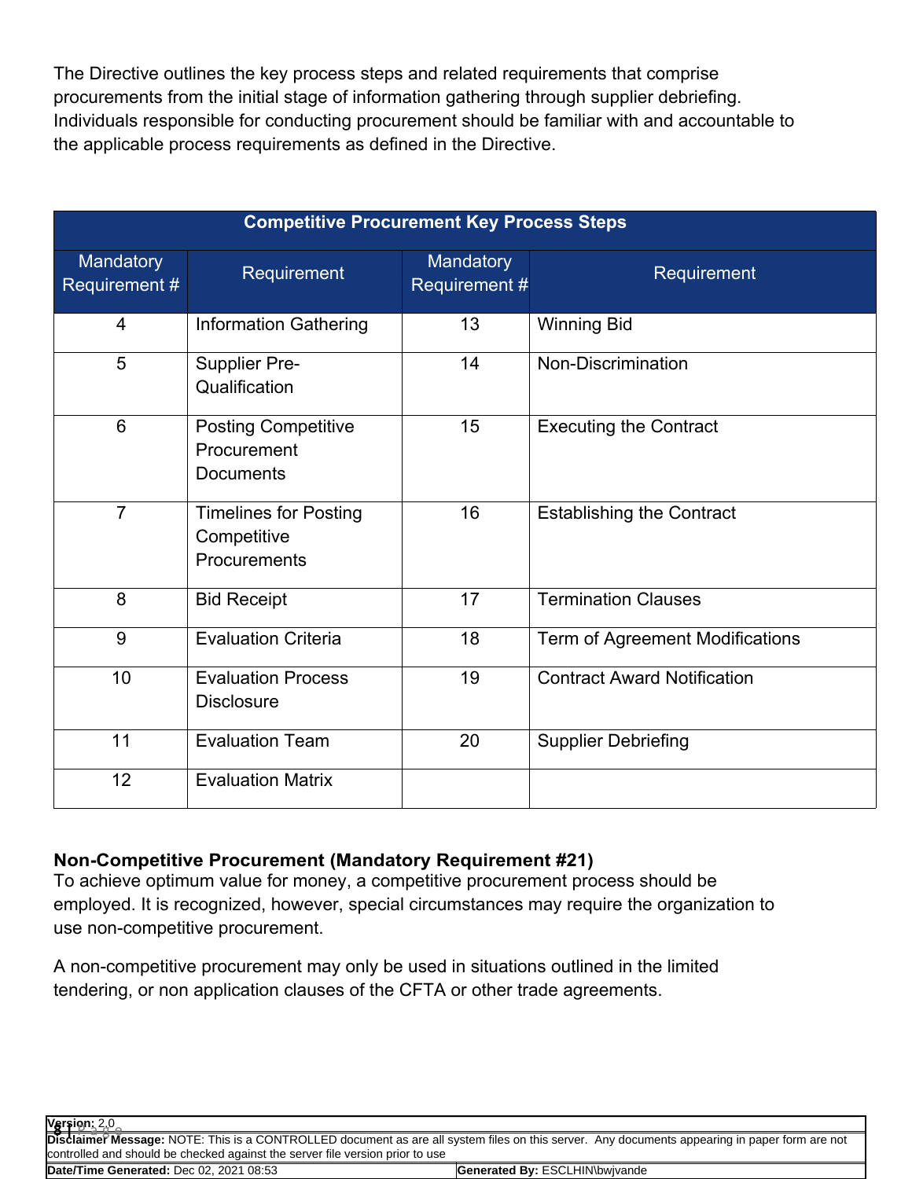The Directive outlines the key process steps and related requirements that comprise procurements from the initial stage of information gathering through supplier debriefing. Individuals responsible for conducting procurement should be familiar with and accountable to the applicable process requirements as defined in the Directive.

| Competitive Procurement Key Process Steps | | | |
|---|---|---|---|
| Mandatory Requirement # | Requirement | Mandatory Requirement # | Requirement |
| 4 | Information Gathering | 13 | Winning Bid |
| 5 | Supplier Pre-Qualification | 14 | Non-Discrimination |
| 6 | Posting Competitive Procurement Documents | 15 | Executing the Contract |
| 7 | Timelines for Posting Competitive Procurements | 16 | Establishing the Contract |
| 8 | Bid Receipt | 17 | Termination Clauses |
| 9 | Evaluation Criteria | 18 | Term of Agreement Modifications |
| 10 | Evaluation Process Disclosure | 19 | Contract Award Notification |
| 11 | Evaluation Team | 20 | Supplier Debriefing |
| 12 | Evaluation Matrix | | |

**Non-Competitive Procurement (Mandatory Requirement #21)**

To achieve optimum value for money, a competitive procurement process should be employed. It is recognized, however, special circumstances may require the organization to use non-competitive procurement.

A non-competitive procurement may only be used in situations outlined in the limited tendering, or non application clauses of the CFTA or other trade agreements.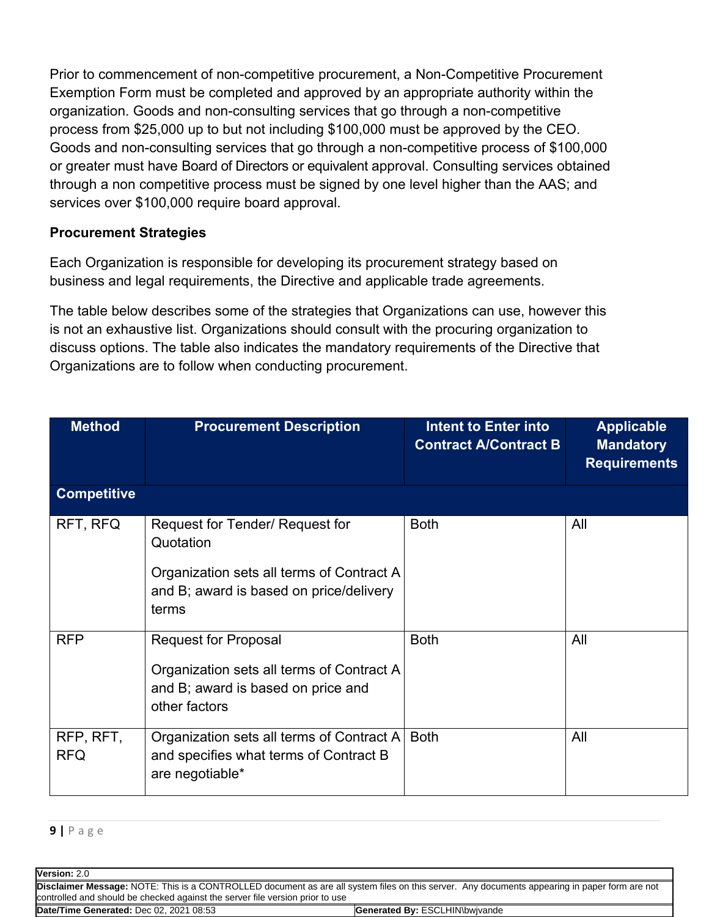Prior to commencement of non-competitive procurement, a Non-Competitive Procurement Exemption Form must be completed and approved by an appropriate authority within the organization. Goods and non-consulting services that go through a non-competitive process from $25,000 up to but not including $100,000 must be approved by the CEO. Goods and non-consulting services that go through a non-competitive process of $100,000 or greater must have Board of Directors or equivalent approval. Consulting services obtained through a non competitive process must be signed by one level higher than the AAS; and services over $100,000 require board approval.

**Procurement Strategies**

Each Organization is responsible for developing its procurement strategy based on business and legal requirements, the Directive and applicable trade agreements.

The table below describes some of the strategies that Organizations can use, however this is not an exhaustive list. Organizations should consult with the procuring organization to discuss options. The table also indicates the mandatory requirements of the Directive that Organizations are to follow when conducting procurement.

| Method | Procurement Description | Intent to Enter into Contract A/Contract B | Applicable Mandatory Requirements |
|---|---|---|---|
| **Competitive** | | | |
| RFT, RFQ | Request for Tender/ Request for Quotation<br><br>Organization sets all terms of Contract A and B; award is based on price/delivery terms | Both | All |
| RFP | Request for Proposal<br><br>Organization sets all terms of Contract A and B; award is based on price and other factors | Both | All |
| RFP, RFT, RFQ | Organization sets all terms of Contract A and specifies what terms of Contract B are negotiable* | Both | All |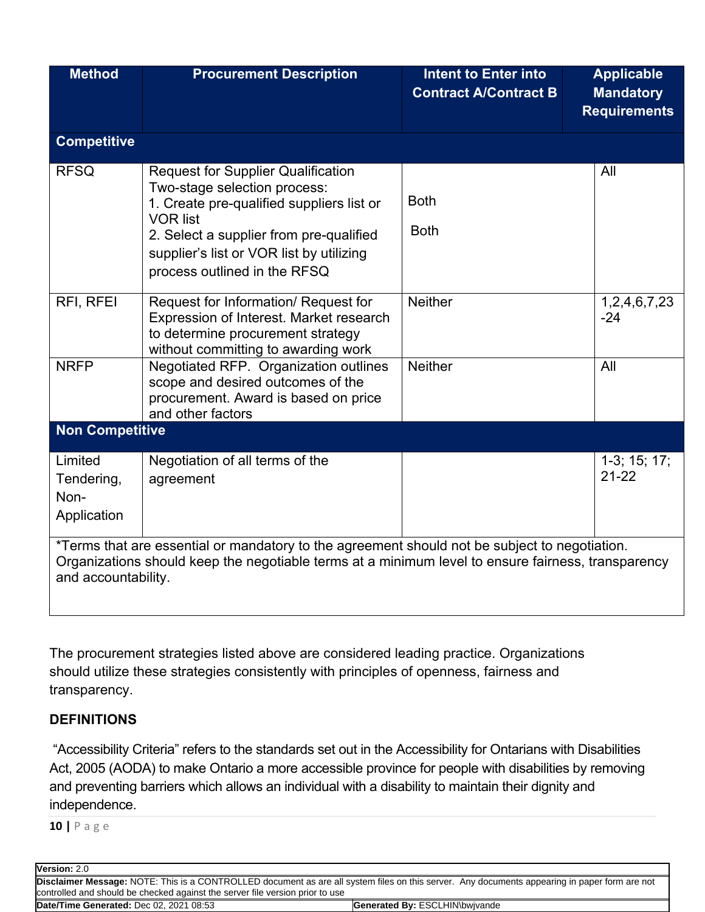| Method | Procurement Description | Intent to Enter into Contract A/Contract B | Applicable Mandatory Requirements |
|---|---|---|---|
| **Competitive** | | | |
| RFSQ | Request for Supplier Qualification Two-stage selection process:<br>1. Create pre-qualified suppliers list or VOR list<br>2. Select a supplier from pre-qualified supplier's list or VOR list by utilizing process outlined in the RFSQ | Both<br>Both | All |
| RFI, RFEI | Request for Information/ Request for Expression of Interest. Market research to determine procurement strategy without committing to awarding work | Neither | 1,2,4,6,7,23-24 |
| NRFP | Negotiated RFP. Organization outlines scope and desired outcomes of the procurement. Award is based on price and other factors | Neither | All |
| **Non Competitive** | | | |
| Limited Tendering, Non-Application | Negotiation of all terms of the agreement | | 1-3; 15; 17; 21-22 |
| *Terms that are essential or mandatory to the agreement should not be subject to negotiation. Organizations should keep the negotiable terms at a minimum level to ensure fairness, transparency and accountability. | | | |

The procurement strategies listed above are considered leading practice. Organizations should utilize these strategies consistently with principles of openness, fairness and transparency.

## DEFINITIONS

"Accessibility Criteria" refers to the standards set out in the Accessibility for Ontarians with Disabilities Act, 2005 (AODA) to make Ontario a more accessible province for people with disabilities by removing and preventing barriers which allows an individual with a disability to maintain their dignity and independence.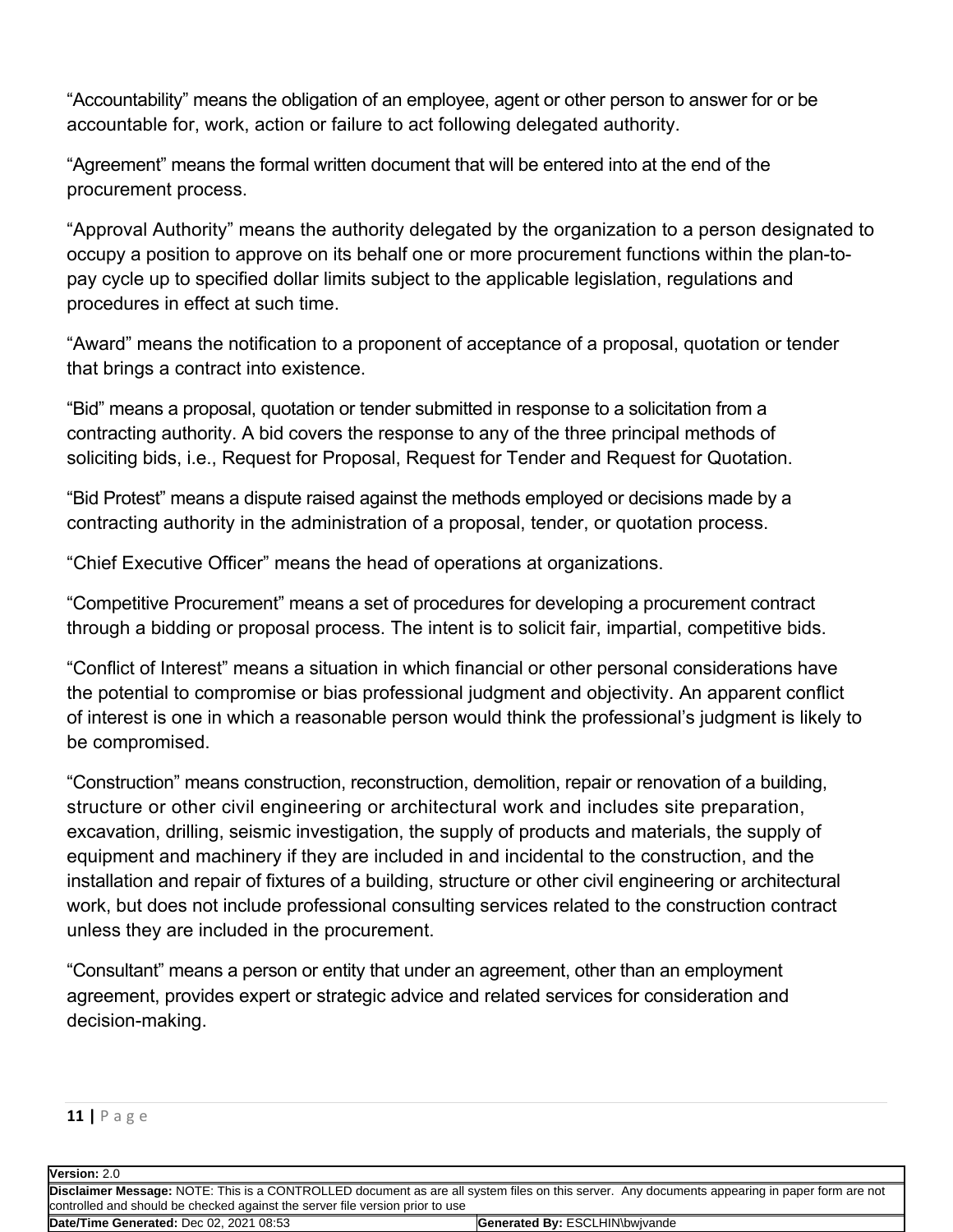"Accountability" means the obligation of an employee, agent or other person to answer for or be accountable for, work, action or failure to act following delegated authority.

"Agreement" means the formal written document that will be entered into at the end of the procurement process.

"Approval Authority" means the authority delegated by the organization to a person designated to occupy a position to approve on its behalf one or more procurement functions within the plan-to-pay cycle up to specified dollar limits subject to the applicable legislation, regulations and procedures in effect at such time.

"Award" means the notification to a proponent of acceptance of a proposal, quotation or tender that brings a contract into existence.

"Bid" means a proposal, quotation or tender submitted in response to a solicitation from a contracting authority. A bid covers the response to any of the three principal methods of soliciting bids, i.e., Request for Proposal, Request for Tender and Request for Quotation.

"Bid Protest" means a dispute raised against the methods employed or decisions made by a contracting authority in the administration of a proposal, tender, or quotation process.

"Chief Executive Officer" means the head of operations at organizations.

"Competitive Procurement" means a set of procedures for developing a procurement contract through a bidding or proposal process. The intent is to solicit fair, impartial, competitive bids.

"Conflict of Interest" means a situation in which financial or other personal considerations have the potential to compromise or bias professional judgment and objectivity. An apparent conflict of interest is one in which a reasonable person would think the professional's judgment is likely to be compromised.

"Construction" means construction, reconstruction, demolition, repair or renovation of a building, structure or other civil engineering or architectural work and includes site preparation, excavation, drilling, seismic investigation, the supply of products and materials, the supply of equipment and machinery if they are included in and incidental to the construction, and the installation and repair of fixtures of a building, structure or other civil engineering or architectural work, but does not include professional consulting services related to the construction contract unless they are included in the procurement.

"Consultant" means a person or entity that under an agreement, other than an employment agreement, provides expert or strategic advice and related services for consideration and decision-making.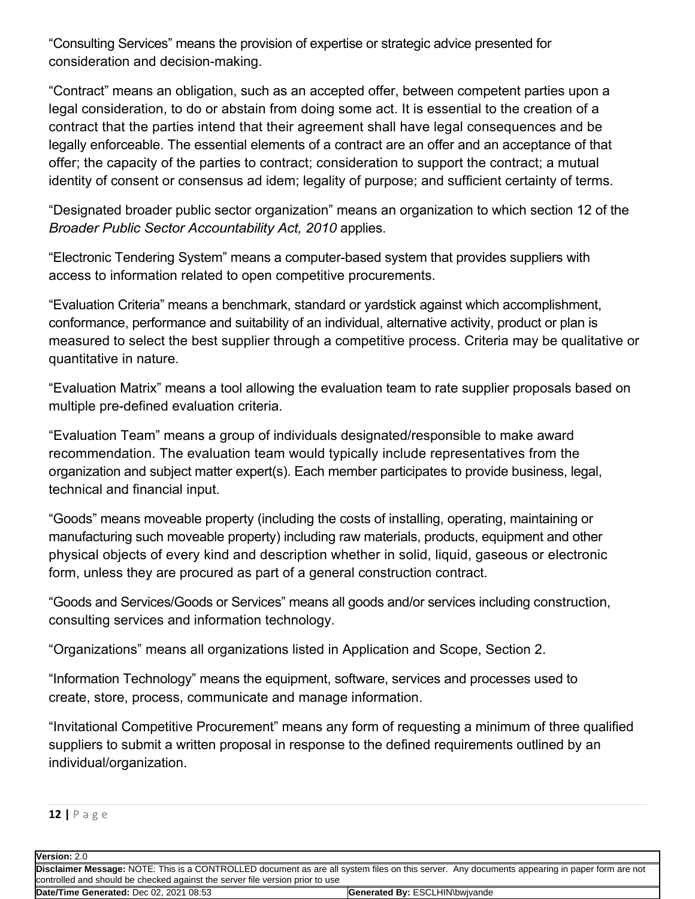"Consulting Services" means the provision of expertise or strategic advice presented for consideration and decision-making.

"Contract" means an obligation, such as an accepted offer, between competent parties upon a legal consideration, to do or abstain from doing some act. It is essential to the creation of a contract that the parties intend that their agreement shall have legal consequences and be legally enforceable. The essential elements of a contract are an offer and an acceptance of that offer; the capacity of the parties to contract; consideration to support the contract; a mutual identity of consent or consensus ad idem; legality of purpose; and sufficient certainty of terms.

"Designated broader public sector organization" means an organization to which section 12 of the *Broader Public Sector Accountability Act, 2010* applies.

"Electronic Tendering System" means a computer-based system that provides suppliers with access to information related to open competitive procurements.

"Evaluation Criteria" means a benchmark, standard or yardstick against which accomplishment, conformance, performance and suitability of an individual, alternative activity, product or plan is measured to select the best supplier through a competitive process. Criteria may be qualitative or quantitative in nature.

"Evaluation Matrix" means a tool allowing the evaluation team to rate supplier proposals based on multiple pre-defined evaluation criteria.

"Evaluation Team" means a group of individuals designated/responsible to make award recommendation. The evaluation team would typically include representatives from the organization and subject matter expert(s). Each member participates to provide business, legal, technical and financial input.

"Goods" means moveable property (including the costs of installing, operating, maintaining or manufacturing such moveable property) including raw materials, products, equipment and other physical objects of every kind and description whether in solid, liquid, gaseous or electronic form, unless they are procured as part of a general construction contract.

"Goods and Services/Goods or Services" means all goods and/or services including construction, consulting services and information technology.

"Organizations" means all organizations listed in Application and Scope, Section 2.

"Information Technology" means the equipment, software, services and processes used to create, store, process, communicate and manage information.

"Invitational Competitive Procurement" means any form of requesting a minimum of three qualified suppliers to submit a written proposal in response to the defined requirements outlined by an individual/organization.

| **Version:** 2.0 | |
|---|---|
| **Disclaimer Message:** NOTE: This is a CONTROLLED document as are all system files on this server. Any documents appearing in paper form are not controlled and should be checked against the server file version prior to use | |
| **Date/Time Generated:** Dec 02, 2021 08:53 | **Generated By:** ESCLHIN\bwjvande |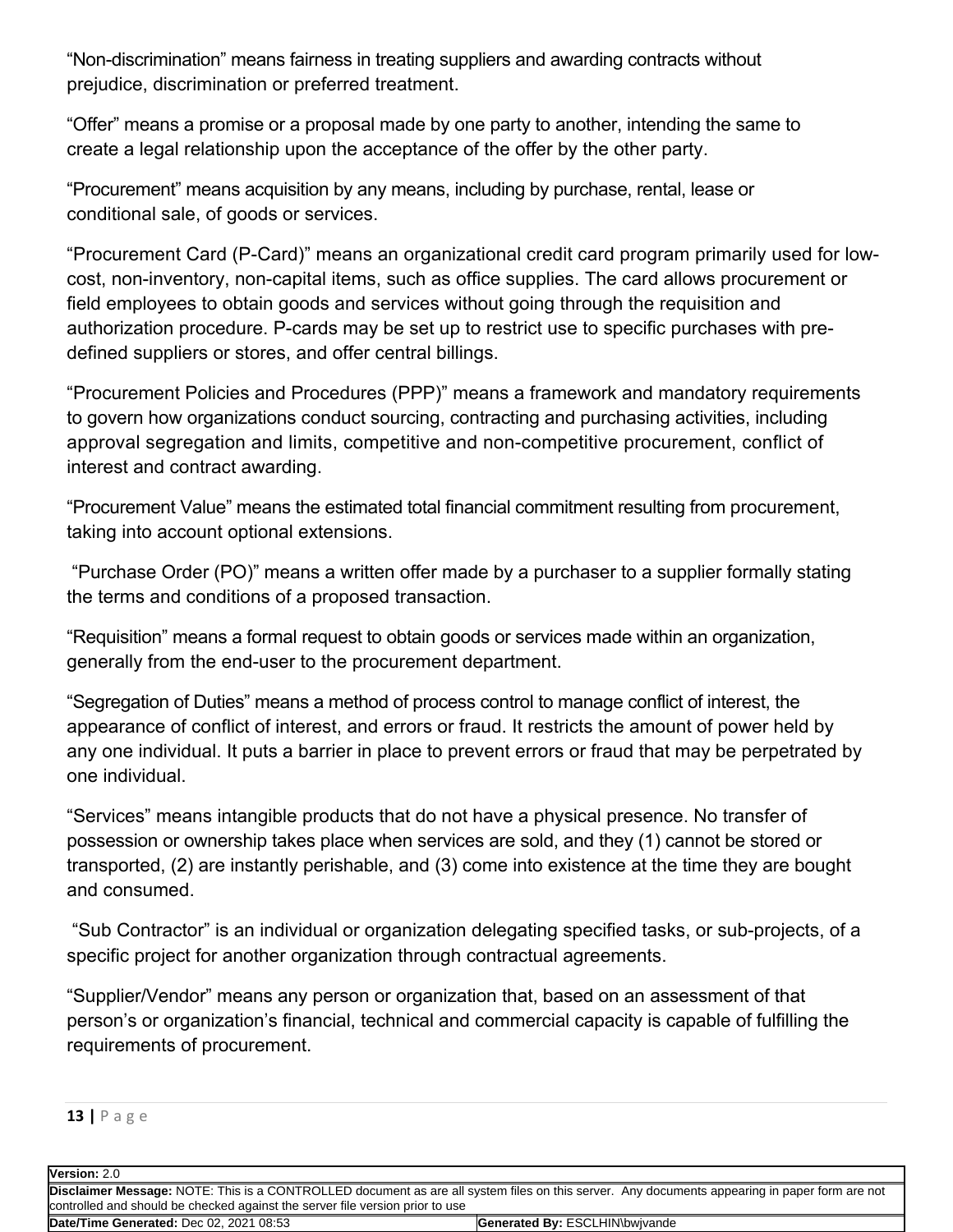"Non-discrimination" means fairness in treating suppliers and awarding contracts without prejudice, discrimination or preferred treatment.

"Offer" means a promise or a proposal made by one party to another, intending the same to create a legal relationship upon the acceptance of the offer by the other party.

"Procurement" means acquisition by any means, including by purchase, rental, lease or conditional sale, of goods or services.

"Procurement Card (P-Card)" means an organizational credit card program primarily used for low-cost, non-inventory, non-capital items, such as office supplies. The card allows procurement or field employees to obtain goods and services without going through the requisition and authorization procedure. P-cards may be set up to restrict use to specific purchases with pre-defined suppliers or stores, and offer central billings.

"Procurement Policies and Procedures (PPP)" means a framework and mandatory requirements to govern how organizations conduct sourcing, contracting and purchasing activities, including approval segregation and limits, competitive and non-competitive procurement, conflict of interest and contract awarding.

"Procurement Value" means the estimated total financial commitment resulting from procurement, taking into account optional extensions.

"Purchase Order (PO)" means a written offer made by a purchaser to a supplier formally stating the terms and conditions of a proposed transaction.

"Requisition" means a formal request to obtain goods or services made within an organization, generally from the end-user to the procurement department.

"Segregation of Duties" means a method of process control to manage conflict of interest, the appearance of conflict of interest, and errors or fraud. It restricts the amount of power held by any one individual. It puts a barrier in place to prevent errors or fraud that may be perpetrated by one individual.

"Services" means intangible products that do not have a physical presence. No transfer of possession or ownership takes place when services are sold, and they (1) cannot be stored or transported, (2) are instantly perishable, and (3) come into existence at the time they are bought and consumed.

"Sub Contractor" is an individual or organization delegating specified tasks, or sub-projects, of a specific project for another organization through contractual agreements.

"Supplier/Vendor" means any person or organization that, based on an assessment of that person's or organization's financial, technical and commercial capacity is capable of fulfilling the requirements of procurement.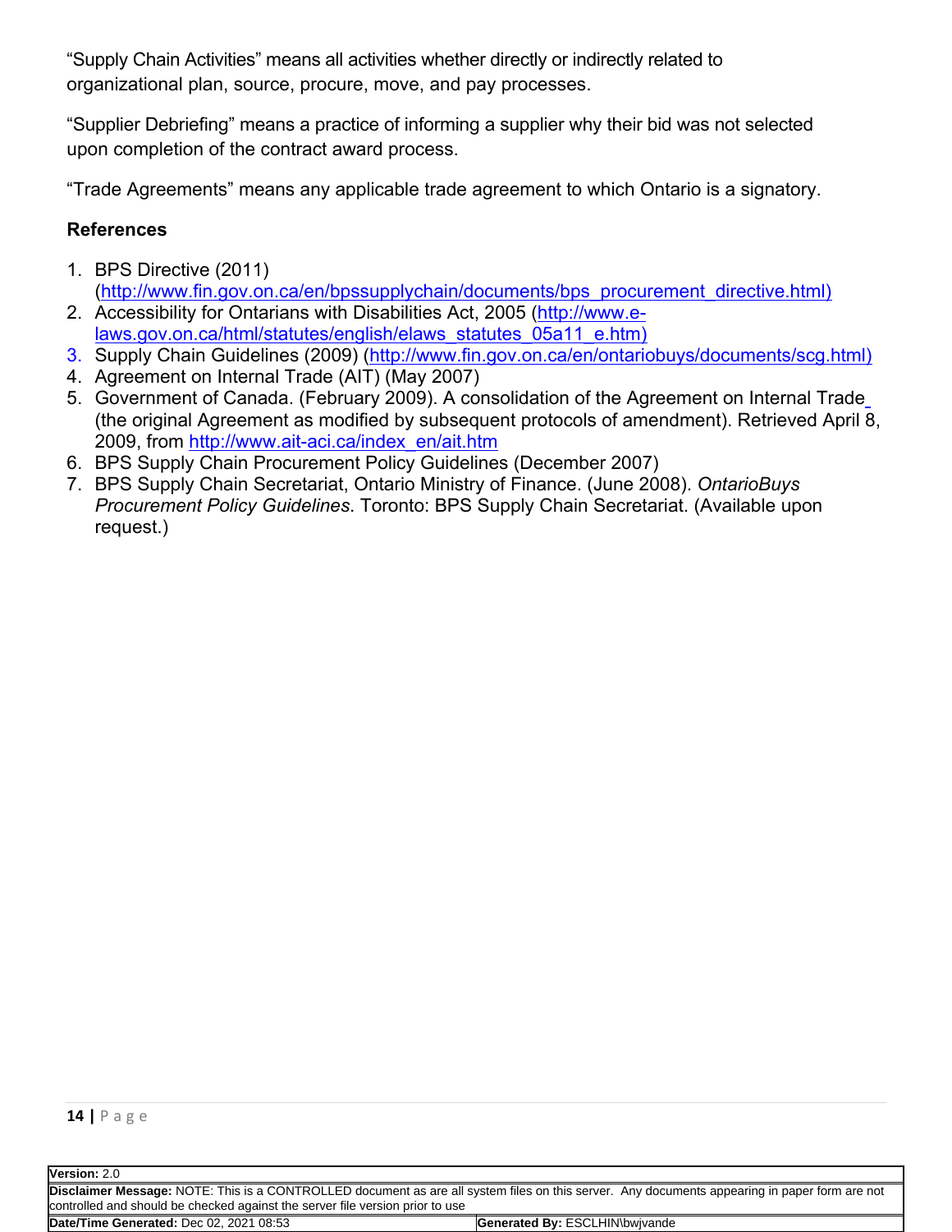"Supply Chain Activities" means all activities whether directly or indirectly related to organizational plan, source, procure, move, and pay processes.

"Supplier Debriefing" means a practice of informing a supplier why their bid was not selected upon completion of the contract award process.

"Trade Agreements" means any applicable trade agreement to which Ontario is a signatory.

### References

1. BPS Directive (2011) (http://www.fin.gov.on.ca/en/bpssupplychain/documents/bps_procurement_directive.html)
2. Accessibility for Ontarians with Disabilities Act, 2005 (http://www.e-laws.gov.on.ca/html/statutes/english/elaws_statutes_05a11_e.htm)
3. Supply Chain Guidelines (2009) (http://www.fin.gov.on.ca/en/ontariobuys/documents/scg.html)
4. Agreement on Internal Trade (AIT) (May 2007)
5. Government of Canada. (February 2009). A consolidation of the Agreement on Internal Trade (the original Agreement as modified by subsequent protocols of amendment). Retrieved April 8, 2009, from http://www.ait-aci.ca/index_en/ait.htm
6. BPS Supply Chain Procurement Policy Guidelines (December 2007)
7. BPS Supply Chain Secretariat, Ontario Ministry of Finance. (June 2008). *OntarioBuys Procurement Policy Guidelines*. Toronto: BPS Supply Chain Secretariat. (Available upon request.)